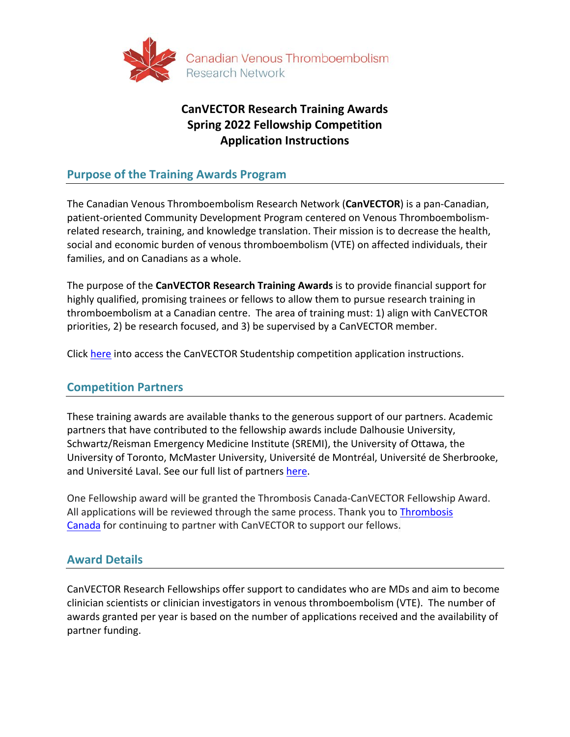Canadian Venous Thromboembolism Research Network

# CanVECTOR Research Training Awards
# Spring 2022 Fellowship Competition
# Application Instructions

## Purpose of the Training Awards Program

The Canadian Venous Thromboembolism Research Network (**CanVECTOR**) is a pan-Canadian, patient-oriented Community Development Program centered on Venous Thromboembolism-related research, training, and knowledge translation. Their mission is to decrease the health, social and economic burden of venous thromboembolism (VTE) on affected individuals, their families, and on Canadians as a whole.

The purpose of the **CanVECTOR Research Training Awards** is to provide financial support for highly qualified, promising trainees or fellows to allow them to pursue research training in thromboembolism at a Canadian centre. The area of training must: 1) align with CanVECTOR priorities, 2) be research focused, and 3) be supervised by a CanVECTOR member.

Click here into access the CanVECTOR Studentship competition application instructions.

## Competition Partners

These training awards are available thanks to the generous support of our partners. Academic partners that have contributed to the fellowship awards include Dalhousie University, Schwartz/Reisman Emergency Medicine Institute (SREMI), the University of Ottawa, the University of Toronto, McMaster University, Université de Montréal, Université de Sherbrooke, and Université Laval. See our full list of partners here.

One Fellowship award will be granted the Thrombosis Canada-CanVECTOR Fellowship Award. All applications will be reviewed through the same process. Thank you to Thrombosis Canada for continuing to partner with CanVECTOR to support our fellows.

## Award Details

CanVECTOR Research Fellowships offer support to candidates who are MDs and aim to become clinician scientists or clinician investigators in venous thromboembolism (VTE). The number of awards granted per year is based on the number of applications received and the availability of partner funding.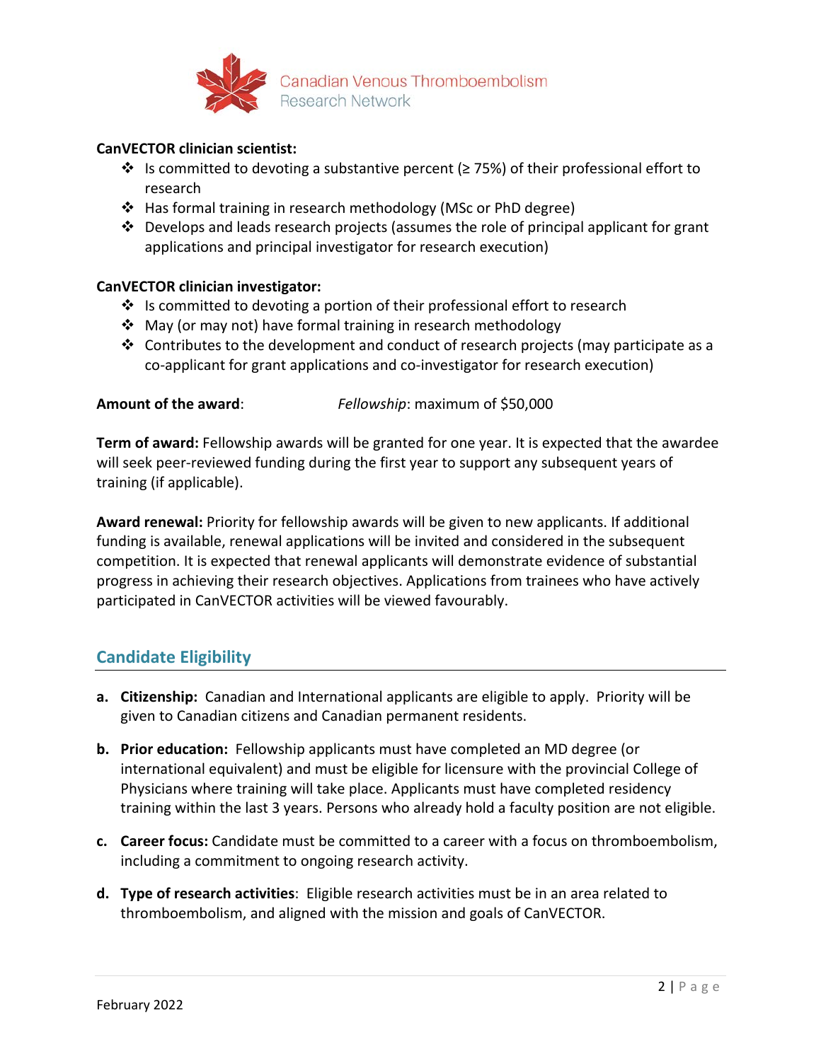**CanVECTOR clinician scientist:**

- Is committed to devoting a substantive percent (≥ 75%) of their professional effort to research
- Has formal training in research methodology (MSc or PhD degree)
- Develops and leads research projects (assumes the role of principal applicant for grant applications and principal investigator for research execution)

**CanVECTOR clinician investigator:**

- Is committed to devoting a portion of their professional effort to research
- May (or may not) have formal training in research methodology
- Contributes to the development and conduct of research projects (may participate as a co-applicant for grant applications and co-investigator for research execution)

**Amount of the award**: *Fellowship*: maximum of $50,000

**Term of award:** Fellowship awards will be granted for one year. It is expected that the awardee will seek peer-reviewed funding during the first year to support any subsequent years of training (if applicable).

**Award renewal:** Priority for fellowship awards will be given to new applicants. If additional funding is available, renewal applications will be invited and considered in the subsequent competition. It is expected that renewal applicants will demonstrate evidence of substantial progress in achieving their research objectives. Applications from trainees who have actively participated in CanVECTOR activities will be viewed favourably.

## Candidate Eligibility

a. **Citizenship:** Canadian and International applicants are eligible to apply. Priority will be given to Canadian citizens and Canadian permanent residents.

b. **Prior education:** Fellowship applicants must have completed an MD degree (or international equivalent) and must be eligible for licensure with the provincial College of Physicians where training will take place. Applicants must have completed residency training within the last 3 years. Persons who already hold a faculty position are not eligible.

c. **Career focus:** Candidate must be committed to a career with a focus on thromboembolism, including a commitment to ongoing research activity.

d. **Type of research activities**: Eligible research activities must be in an area related to thromboembolism, and aligned with the mission and goals of CanVECTOR.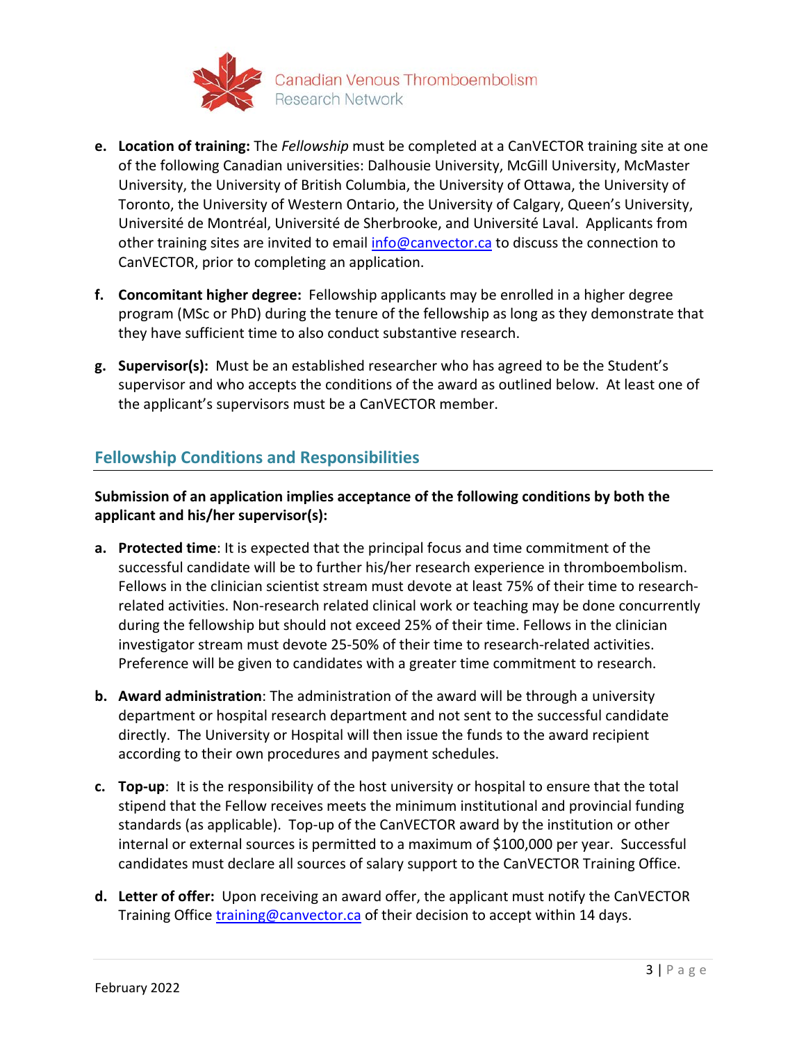- **e. Location of training:** The *Fellowship* must be completed at a CanVECTOR training site at one of the following Canadian universities: Dalhousie University, McGill University, McMaster University, the University of British Columbia, the University of Ottawa, the University of Toronto, the University of Western Ontario, the University of Calgary, Queen's University, Université de Montréal, Université de Sherbrooke, and Université Laval. Applicants from other training sites are invited to email info@canvector.ca to discuss the connection to CanVECTOR, prior to completing an application.
- **f. Concomitant higher degree:** Fellowship applicants may be enrolled in a higher degree program (MSc or PhD) during the tenure of the fellowship as long as they demonstrate that they have sufficient time to also conduct substantive research.
- **g. Supervisor(s):** Must be an established researcher who has agreed to be the Student's supervisor and who accepts the conditions of the award as outlined below. At least one of the applicant's supervisors must be a CanVECTOR member.

## Fellowship Conditions and Responsibilities

**Submission of an application implies acceptance of the following conditions by both the applicant and his/her supervisor(s):**

- **a. Protected time**: It is expected that the principal focus and time commitment of the successful candidate will be to further his/her research experience in thromboembolism. Fellows in the clinician scientist stream must devote at least 75% of their time to research-related activities. Non-research related clinical work or teaching may be done concurrently during the fellowship but should not exceed 25% of their time. Fellows in the clinician investigator stream must devote 25-50% of their time to research-related activities. Preference will be given to candidates with a greater time commitment to research.
- **b. Award administration**: The administration of the award will be through a university department or hospital research department and not sent to the successful candidate directly. The University or Hospital will then issue the funds to the award recipient according to their own procedures and payment schedules.
- **c. Top-up**: It is the responsibility of the host university or hospital to ensure that the total stipend that the Fellow receives meets the minimum institutional and provincial funding standards (as applicable). Top-up of the CanVECTOR award by the institution or other internal or external sources is permitted to a maximum of $100,000 per year. Successful candidates must declare all sources of salary support to the CanVECTOR Training Office.
- **d. Letter of offer:** Upon receiving an award offer, the applicant must notify the CanVECTOR Training Office training@canvector.ca of their decision to accept within 14 days.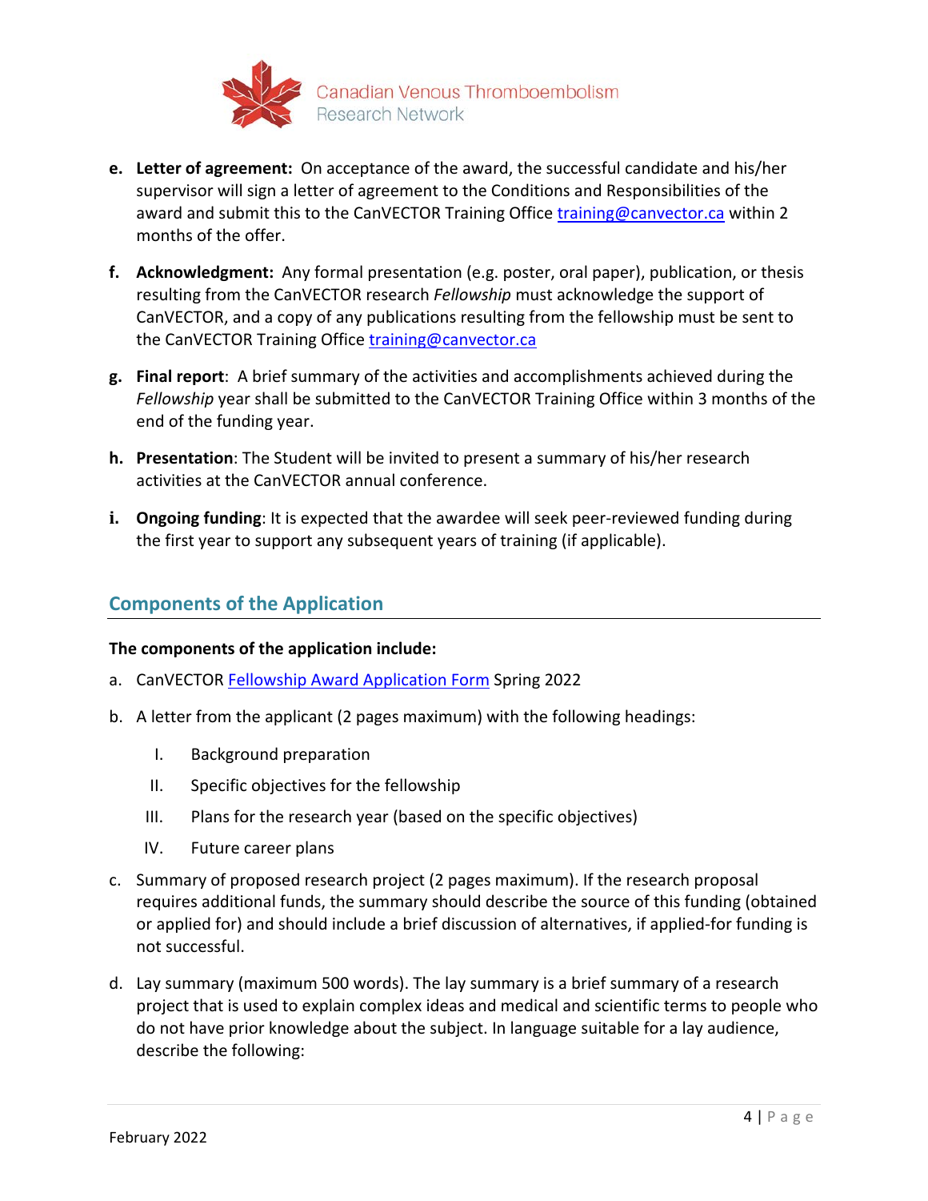e. **Letter of agreement:** On acceptance of the award, the successful candidate and his/her supervisor will sign a letter of agreement to the Conditions and Responsibilities of the award and submit this to the CanVECTOR Training Office training@canvector.ca within 2 months of the offer.

f. **Acknowledgment:** Any formal presentation (e.g. poster, oral paper), publication, or thesis resulting from the CanVECTOR research *Fellowship* must acknowledge the support of CanVECTOR, and a copy of any publications resulting from the fellowship must be sent to the CanVECTOR Training Office training@canvector.ca

g. **Final report**: A brief summary of the activities and accomplishments achieved during the *Fellowship* year shall be submitted to the CanVECTOR Training Office within 3 months of the end of the funding year.

h. **Presentation**: The Student will be invited to present a summary of his/her research activities at the CanVECTOR annual conference.

i. **Ongoing funding**: It is expected that the awardee will seek peer-reviewed funding during the first year to support any subsequent years of training (if applicable).

## Components of the Application

**The components of the application include:**

a. CanVECTOR Fellowship Award Application Form Spring 2022

b. A letter from the applicant (2 pages maximum) with the following headings:

   I. Background preparation

   II. Specific objectives for the fellowship

   III. Plans for the research year (based on the specific objectives)

   IV. Future career plans

c. Summary of proposed research project (2 pages maximum). If the research proposal requires additional funds, the summary should describe the source of this funding (obtained or applied for) and should include a brief discussion of alternatives, if applied-for funding is not successful.

d. Lay summary (maximum 500 words). The lay summary is a brief summary of a research project that is used to explain complex ideas and medical and scientific terms to people who do not have prior knowledge about the subject. In language suitable for a lay audience, describe the following: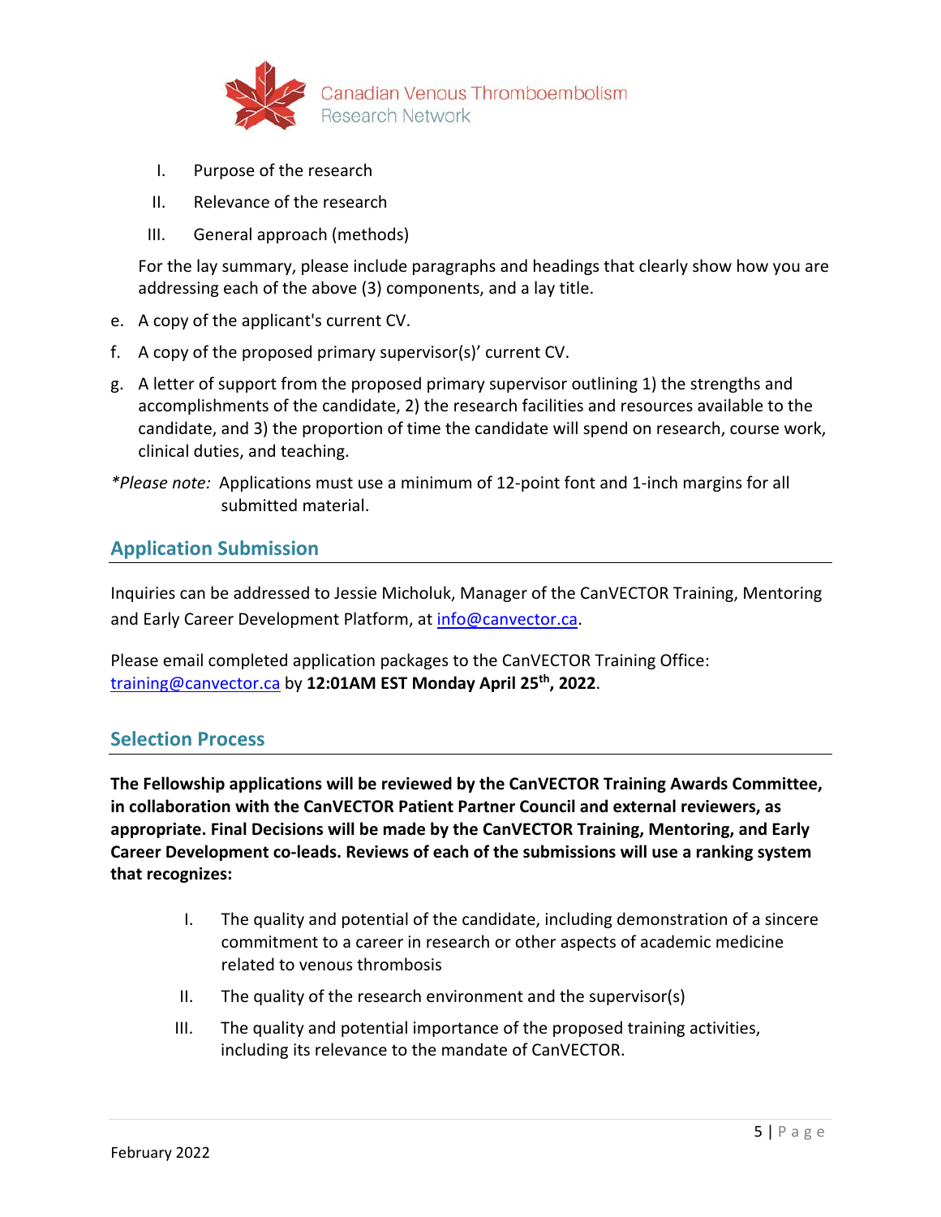I. Purpose of the research
II. Relevance of the research
III. General approach (methods)

For the lay summary, please include paragraphs and headings that clearly show how you are addressing each of the above (3) components, and a lay title.

e. A copy of the applicant's current CV.
f. A copy of the proposed primary supervisor(s)' current CV.
g. A letter of support from the proposed primary supervisor outlining 1) the strengths and accomplishments of the candidate, 2) the research facilities and resources available to the candidate, and 3) the proportion of time the candidate will spend on research, course work, clinical duties, and teaching.

**Please note:* Applications must use a minimum of 12-point font and 1-inch margins for all submitted material.

## Application Submission

Inquiries can be addressed to Jessie Micholuk, Manager of the CanVECTOR Training, Mentoring and Early Career Development Platform, at info@canvector.ca.

Please email completed application packages to the CanVECTOR Training Office: training@canvector.ca by **12:01AM EST Monday April 25th, 2022**.

## Selection Process

**The Fellowship applications will be reviewed by the CanVECTOR Training Awards Committee, in collaboration with the CanVECTOR Patient Partner Council and external reviewers, as appropriate. Final Decisions will be made by the CanVECTOR Training, Mentoring, and Early Career Development co-leads. Reviews of each of the submissions will use a ranking system that recognizes:**

I. The quality and potential of the candidate, including demonstration of a sincere commitment to a career in research or other aspects of academic medicine related to venous thrombosis
II. The quality of the research environment and the supervisor(s)
III. The quality and potential importance of the proposed training activities, including its relevance to the mandate of CanVECTOR.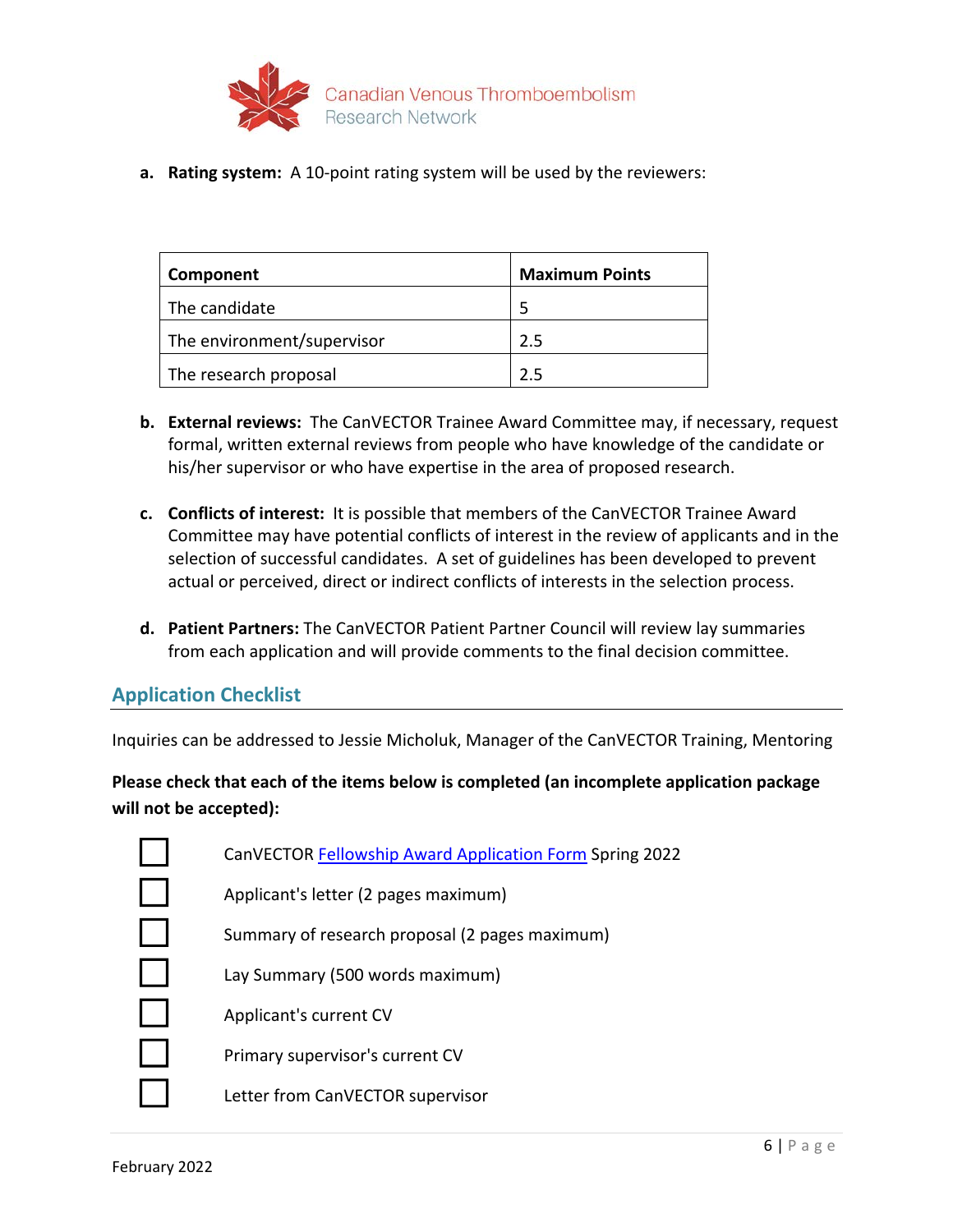a. **Rating system:** A 10-point rating system will be used by the reviewers:

| Component | Maximum Points |
| --- | --- |
| The candidate | 5 |
| The environment/supervisor | 2.5 |
| The research proposal | 2.5 |

b. **External reviews:** The CanVECTOR Trainee Award Committee may, if necessary, request formal, written external reviews from people who have knowledge of the candidate or his/her supervisor or who have expertise in the area of proposed research.

c. **Conflicts of interest:** It is possible that members of the CanVECTOR Trainee Award Committee may have potential conflicts of interest in the review of applicants and in the selection of successful candidates. A set of guidelines has been developed to prevent actual or perceived, direct or indirect conflicts of interests in the selection process.

d. **Patient Partners:** The CanVECTOR Patient Partner Council will review lay summaries from each application and will provide comments to the final decision committee.

## Application Checklist

Inquiries can be addressed to Jessie Micholuk, Manager of the CanVECTOR Training, Mentoring

**Please check that each of the items below is completed (an incomplete application package will not be accepted):**

- ☐ CanVECTOR Fellowship Award Application Form Spring 2022
- ☐ Applicant's letter (2 pages maximum)
- ☐ Summary of research proposal (2 pages maximum)
- ☐ Lay Summary (500 words maximum)
- ☐ Applicant's current CV
- ☐ Primary supervisor's current CV
- ☐ Letter from CanVECTOR supervisor

February 2022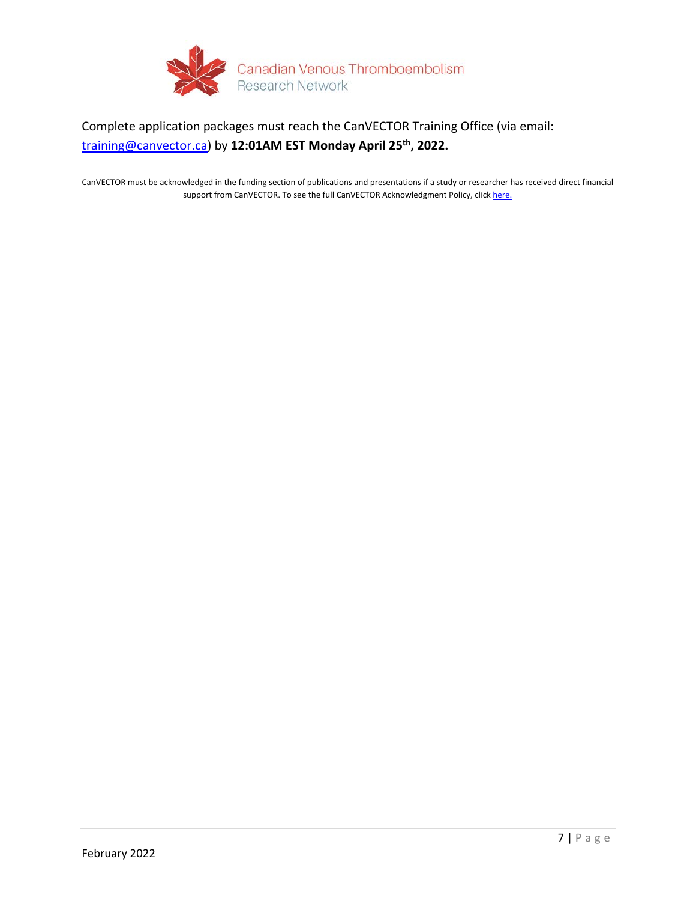Complete application packages must reach the CanVECTOR Training Office (via email: [training@canvector.ca](mailto:training@canvector.ca)) by **12:01AM EST Monday April 25th, 2022.**

CanVECTOR must be acknowledged in the funding section of publications and presentations if a study or researcher has received direct financial support from CanVECTOR. To see the full CanVECTOR Acknowledgment Policy, click here.